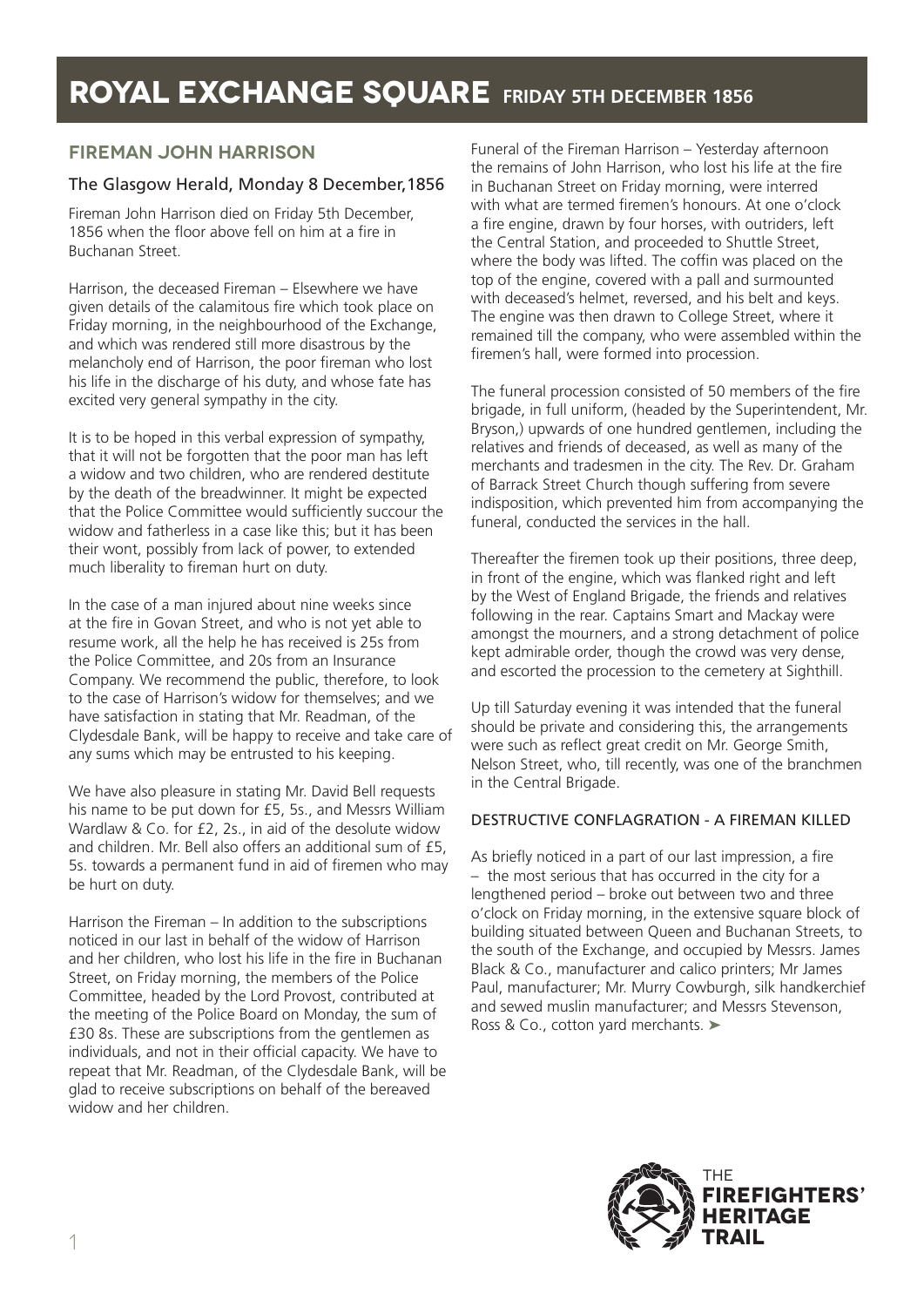# ROYAL EXCHANGE SQUARE FRIDAY 5TH DECEMBER 1856

## FIREMAN JOHN HARRISON

### The Glasgow Herald, Monday 8 December,1856

Fireman John Harrison died on Friday 5th December, 1856 when the floor above fell on him at a fire in Buchanan Street.

Harrison, the deceased Fireman – Elsewhere we have given details of the calamitous fire which took place on Friday morning, in the neighbourhood of the Exchange, and which was rendered still more disastrous by the melancholy end of Harrison, the poor fireman who lost his life in the discharge of his duty, and whose fate has excited very general sympathy in the city.

It is to be hoped in this verbal expression of sympathy, that it will not be forgotten that the poor man has left a widow and two children, who are rendered destitute by the death of the breadwinner. It might be expected that the Police Committee would sufficiently succour the widow and fatherless in a case like this; but it has been their wont, possibly from lack of power, to extended much liberality to fireman hurt on duty.

In the case of a man injured about nine weeks since at the fire in Govan Street, and who is not yet able to resume work, all the help he has received is 25s from the Police Committee, and 20s from an Insurance Company. We recommend the public, therefore, to look to the case of Harrison's widow for themselves; and we have satisfaction in stating that Mr. Readman, of the Clydesdale Bank, will be happy to receive and take care of any sums which may be entrusted to his keeping.

We have also pleasure in stating Mr. David Bell requests his name to be put down for £5, 5s., and Messrs William Wardlaw & Co. for £2, 2s., in aid of the desolute widow and children. Mr. Bell also offers an additional sum of £5, 5s. towards a permanent fund in aid of firemen who may be hurt on duty.

Harrison the Fireman – In addition to the subscriptions noticed in our last in behalf of the widow of Harrison and her children, who lost his life in the fire in Buchanan Street, on Friday morning, the members of the Police Committee, headed by the Lord Provost, contributed at the meeting of the Police Board on Monday, the sum of £30 8s. These are subscriptions from the gentlemen as individuals, and not in their official capacity. We have to repeat that Mr. Readman, of the Clydesdale Bank, will be glad to receive subscriptions on behalf of the bereaved widow and her children.

Funeral of the Fireman Harrison – Yesterday afternoon the remains of John Harrison, who lost his life at the fire in Buchanan Street on Friday morning, were interred with what are termed firemen's honours. At one o'clock a fire engine, drawn by four horses, with outriders, left the Central Station, and proceeded to Shuttle Street, where the body was lifted. The coffin was placed on the top of the engine, covered with a pall and surmounted with deceased's helmet, reversed, and his belt and keys. The engine was then drawn to College Street, where it remained till the company, who were assembled within the firemen's hall, were formed into procession.

The funeral procession consisted of 50 members of the fire brigade, in full uniform, (headed by the Superintendent, Mr. Bryson,) upwards of one hundred gentlemen, including the relatives and friends of deceased, as well as many of the merchants and tradesmen in the city. The Rev. Dr. Graham of Barrack Street Church though suffering from severe indisposition, which prevented him from accompanying the funeral, conducted the services in the hall.

Thereafter the firemen took up their positions, three deep, in front of the engine, which was flanked right and left by the West of England Brigade, the friends and relatives following in the rear. Captains Smart and Mackay were amongst the mourners, and a strong detachment of police kept admirable order, though the crowd was very dense, and escorted the procession to the cemetery at Sighthill.

Up till Saturday evening it was intended that the funeral should be private and considering this, the arrangements were such as reflect great credit on Mr. George Smith, Nelson Street, who, till recently, was one of the branchmen in the Central Brigade.

#### DESTRUCTIVE CONFLAGRATION - A FIREMAN KILLED

As briefly noticed in a part of our last impression, a fire – the most serious that has occurred in the city for a lengthened period – broke out between two and three o'clock on Friday morning, in the extensive square block of building situated between Queen and Buchanan Streets, to the south of the Exchange, and occupied by Messrs. James Black & Co., manufacturer and calico printers; Mr James Paul, manufacturer; Mr. Murry Cowburgh, silk handkerchief and sewed muslin manufacturer; and Messrs Stevenson, Ross & Co., cotton yard merchants. ➤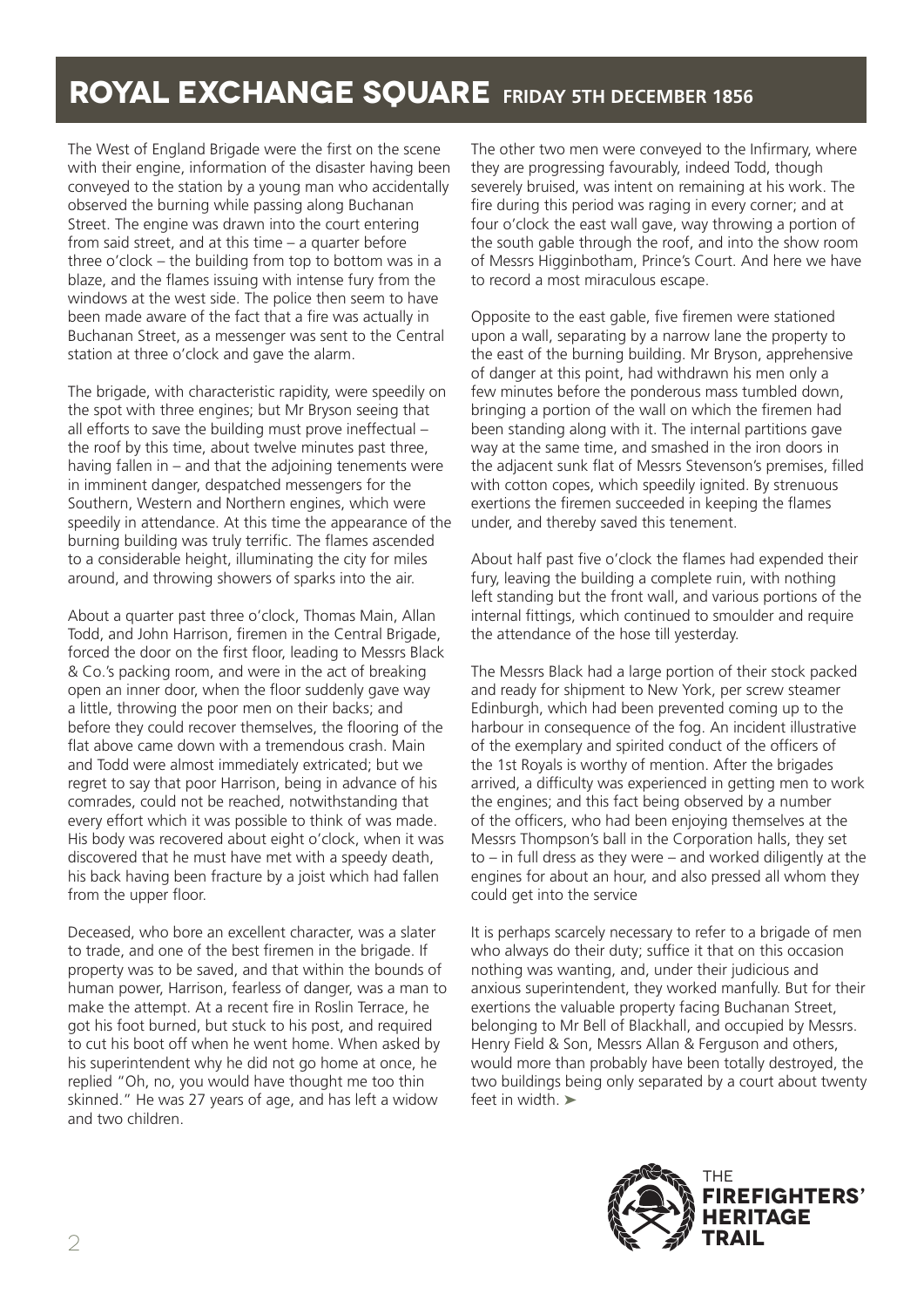# ROYAL EXCHANGE SQUARE FRIDAY 5TH DECEMBER 1856

The West of England Brigade were the first on the scene with their engine, information of the disaster having been conveyed to the station by a young man who accidentally observed the burning while passing along Buchanan Street. The engine was drawn into the court entering from said street, and at this time – a quarter before three o'clock – the building from top to bottom was in a blaze, and the flames issuing with intense fury from the windows at the west side. The police then seem to have been made aware of the fact that a fire was actually in Buchanan Street, as a messenger was sent to the Central station at three o'clock and gave the alarm.

The brigade, with characteristic rapidity, were speedily on the spot with three engines; but Mr Bryson seeing that all efforts to save the building must prove ineffectual – the roof by this time, about twelve minutes past three, having fallen in – and that the adjoining tenements were in imminent danger, despatched messengers for the Southern, Western and Northern engines, which were speedily in attendance. At this time the appearance of the burning building was truly terrific. The flames ascended to a considerable height, illuminating the city for miles around, and throwing showers of sparks into the air.

About a quarter past three o'clock, Thomas Main, Allan Todd, and John Harrison, firemen in the Central Brigade, forced the door on the first floor, leading to Messrs Black & Co.'s packing room, and were in the act of breaking open an inner door, when the floor suddenly gave way a little, throwing the poor men on their backs; and before they could recover themselves, the flooring of the flat above came down with a tremendous crash. Main and Todd were almost immediately extricated; but we regret to say that poor Harrison, being in advance of his comrades, could not be reached, notwithstanding that every effort which it was possible to think of was made. His body was recovered about eight o'clock, when it was discovered that he must have met with a speedy death, his back having been fracture by a joist which had fallen from the upper floor.

Deceased, who bore an excellent character, was a slater to trade, and one of the best firemen in the brigade. If property was to be saved, and that within the bounds of human power, Harrison, fearless of danger, was a man to make the attempt. At a recent fire in Roslin Terrace, he got his foot burned, but stuck to his post, and required to cut his boot off when he went home. When asked by his superintendent why he did not go home at once, he replied "Oh, no, you would have thought me too thin skinned." He was 27 years of age, and has left a widow and two children.

The other two men were conveyed to the Infirmary, where they are progressing favourably, indeed Todd, though severely bruised, was intent on remaining at his work. The fire during this period was raging in every corner; and at four o'clock the east wall gave, way throwing a portion of the south gable through the roof, and into the show room of Messrs Higginbotham, Prince's Court. And here we have to record a most miraculous escape.

Opposite to the east gable, five firemen were stationed upon a wall, separating by a narrow lane the property to the east of the burning building. Mr Bryson, apprehensive of danger at this point, had withdrawn his men only a few minutes before the ponderous mass tumbled down, bringing a portion of the wall on which the firemen had been standing along with it. The internal partitions gave way at the same time, and smashed in the iron doors in the adjacent sunk flat of Messrs Stevenson's premises, filled with cotton copes, which speedily ignited. By strenuous exertions the firemen succeeded in keeping the flames under, and thereby saved this tenement.

About half past five o'clock the flames had expended their fury, leaving the building a complete ruin, with nothing left standing but the front wall, and various portions of the internal fittings, which continued to smoulder and require the attendance of the hose till yesterday.

The Messrs Black had a large portion of their stock packed and ready for shipment to New York, per screw steamer Edinburgh, which had been prevented coming up to the harbour in consequence of the fog. An incident illustrative of the exemplary and spirited conduct of the officers of the 1st Royals is worthy of mention. After the brigades arrived, a difficulty was experienced in getting men to work the engines; and this fact being observed by a number of the officers, who had been enjoying themselves at the Messrs Thompson's ball in the Corporation halls, they set to – in full dress as they were – and worked diligently at the engines for about an hour, and also pressed all whom they could get into the service

It is perhaps scarcely necessary to refer to a brigade of men who always do their duty; suffice it that on this occasion nothing was wanting, and, under their judicious and anxious superintendent, they worked manfully. But for their exertions the valuable property facing Buchanan Street, belonging to Mr Bell of Blackhall, and occupied by Messrs. Henry Field & Son, Messrs Allan & Ferguson and others, would more than probably have been totally destroyed, the two buildings being only separated by a court about twenty feet in width. ➤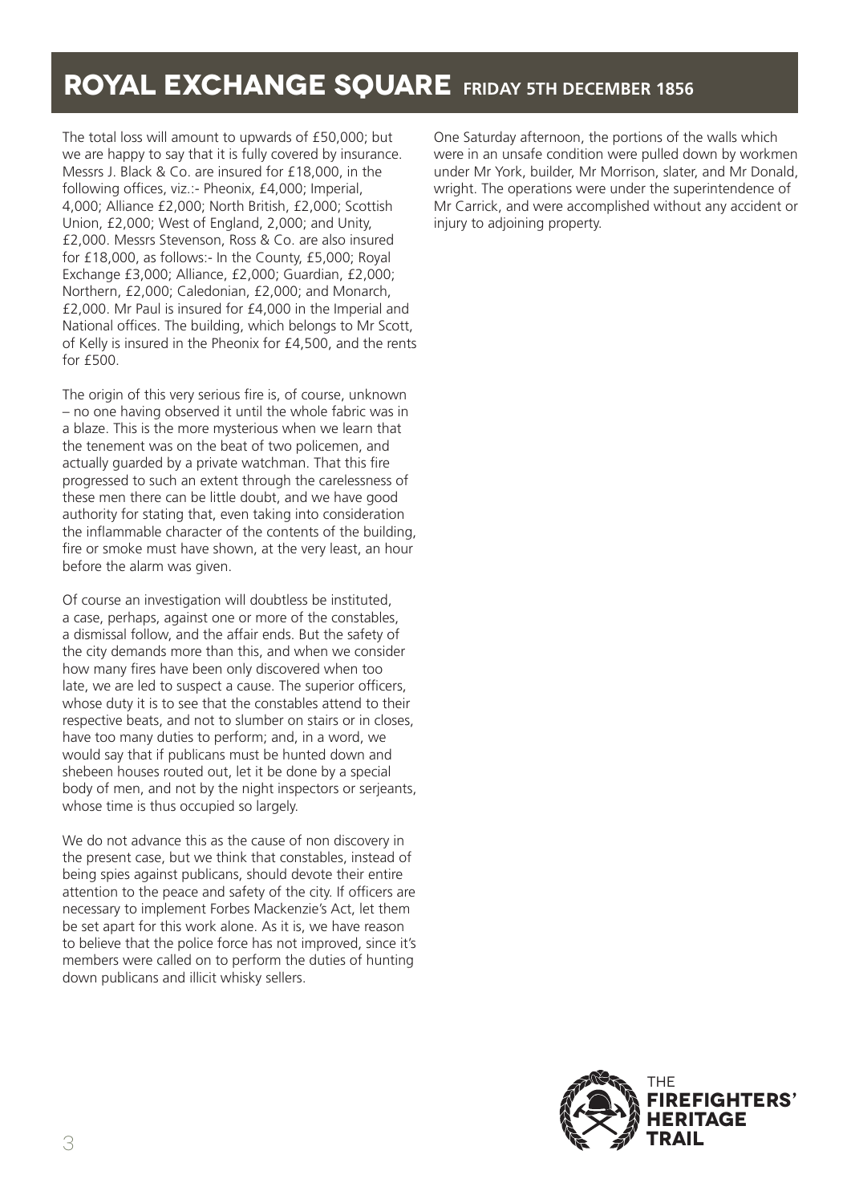# ROYAL EXCHANGE SQUARE FRIDAY 5TH DECEMBER 1856

The total loss will amount to upwards of £50,000; but we are happy to say that it is fully covered by insurance. Messrs J. Black & Co. are insured for £18,000, in the following offices, viz.:- Pheonix, £4,000; Imperial, 4,000; Alliance £2,000; North British, £2,000; Scottish Union, £2,000; West of England, 2,000; and Unity, £2,000. Messrs Stevenson, Ross & Co. are also insured for £18,000, as follows:- In the County, £5,000; Royal Exchange £3,000; Alliance, £2,000; Guardian, £2,000; Northern, £2,000; Caledonian, £2,000; and Monarch, £2,000. Mr Paul is insured for £4,000 in the Imperial and National offices. The building, which belongs to Mr Scott, of Kelly is insured in the Pheonix for £4,500, and the rents for £500.

The origin of this very serious fire is, of course, unknown – no one having observed it until the whole fabric was in a blaze. This is the more mysterious when we learn that the tenement was on the beat of two policemen, and actually guarded by a private watchman. That this fire progressed to such an extent through the carelessness of these men there can be little doubt, and we have good authority for stating that, even taking into consideration the inflammable character of the contents of the building, fire or smoke must have shown, at the very least, an hour before the alarm was given.

Of course an investigation will doubtless be instituted, a case, perhaps, against one or more of the constables, a dismissal follow, and the affair ends. But the safety of the city demands more than this, and when we consider how many fires have been only discovered when too late, we are led to suspect a cause. The superior officers, whose duty it is to see that the constables attend to their respective beats, and not to slumber on stairs or in closes, have too many duties to perform; and, in a word, we would say that if publicans must be hunted down and shebeen houses routed out, let it be done by a special body of men, and not by the night inspectors or serjeants, whose time is thus occupied so largely.

We do not advance this as the cause of non discovery in the present case, but we think that constables, instead of being spies against publicans, should devote their entire attention to the peace and safety of the city. If officers are necessary to implement Forbes Mackenzie's Act, let them be set apart for this work alone. As it is, we have reason to believe that the police force has not improved, since it's members were called on to perform the duties of hunting down publicans and illicit whisky sellers.

One Saturday afternoon, the portions of the walls which were in an unsafe condition were pulled down by workmen under Mr York, builder, Mr Morrison, slater, and Mr Donald, wright. The operations were under the superintendence of Mr Carrick, and were accomplished without any accident or injury to adjoining property.